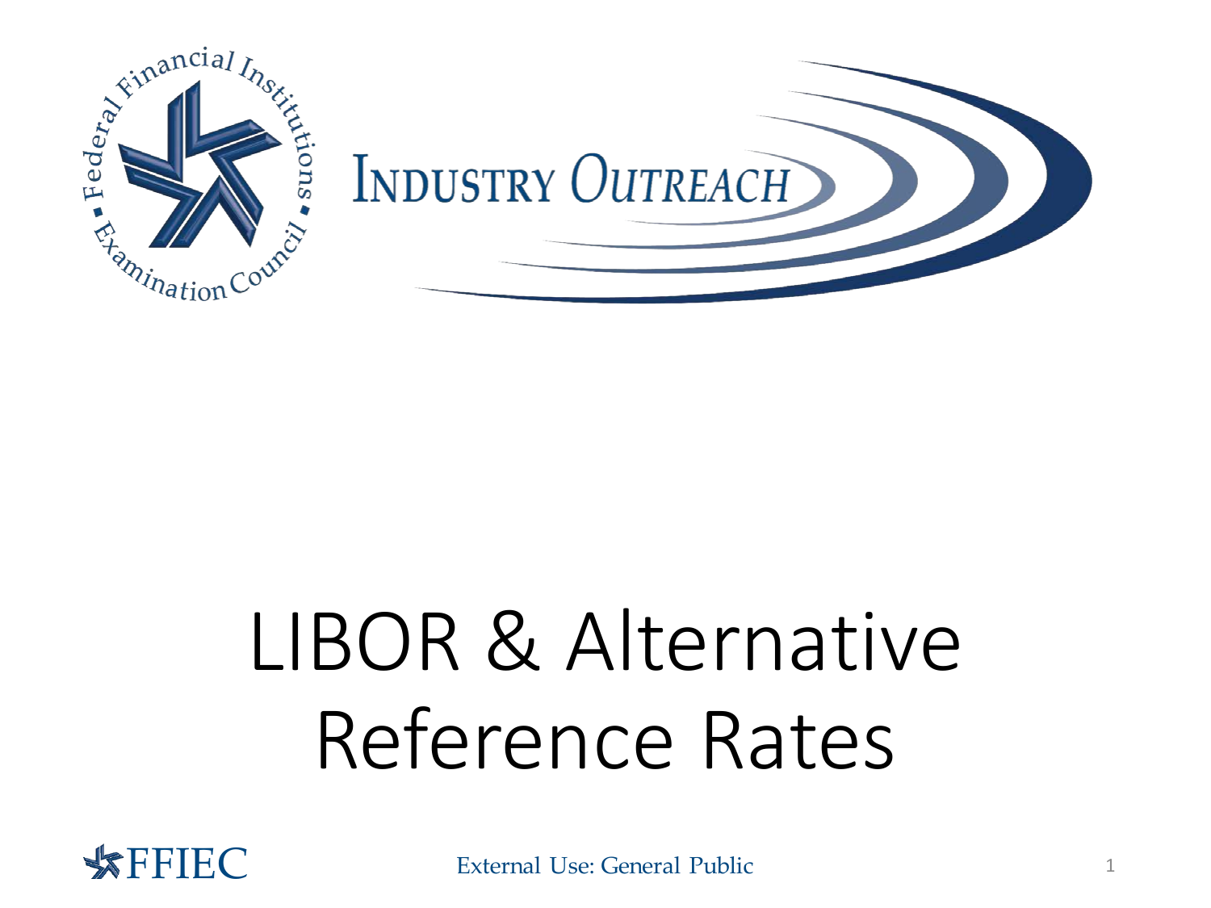# Industry Outreach

# LIBOR & Alternative Reference Rates

FFIEC

External Use: General Public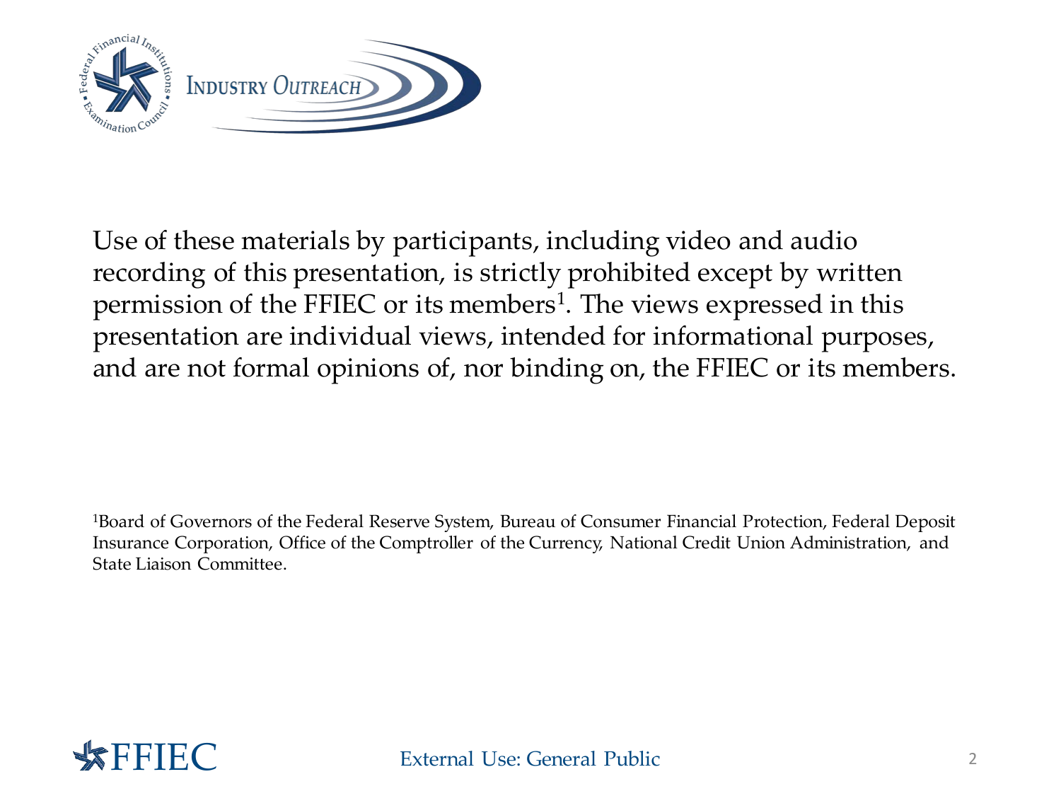Use of these materials by participants, including video and audio recording of this presentation, is strictly prohibited except by written permission of the FFIEC or its members[1]. The views expressed in this presentation are individual views, intended for informational purposes, and are not formal opinions of, nor binding on, the FFIEC or its members.

[1]Board of Governors of the Federal Reserve System, Bureau of Consumer Financial Protection, Federal Deposit Insurance Corporation, Office of the Comptroller of the Currency, National Credit Union Administration, and State Liaison Committee.

External Use: General Public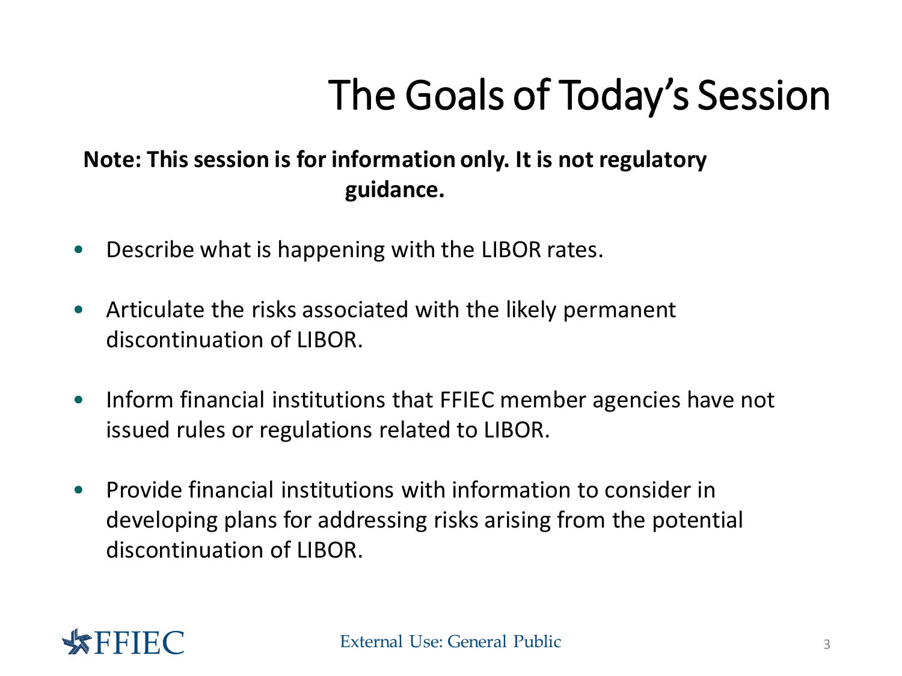# The Goals of Today's Session

**Note: This session is for information only. It is not regulatory guidance.**

- Describe what is happening with the LIBOR rates.
- Articulate the risks associated with the likely permanent discontinuation of LIBOR.
- Inform financial institutions that FFIEC member agencies have not issued rules or regulations related to LIBOR.
- Provide financial institutions with information to consider in developing plans for addressing risks arising from the potential discontinuation of LIBOR.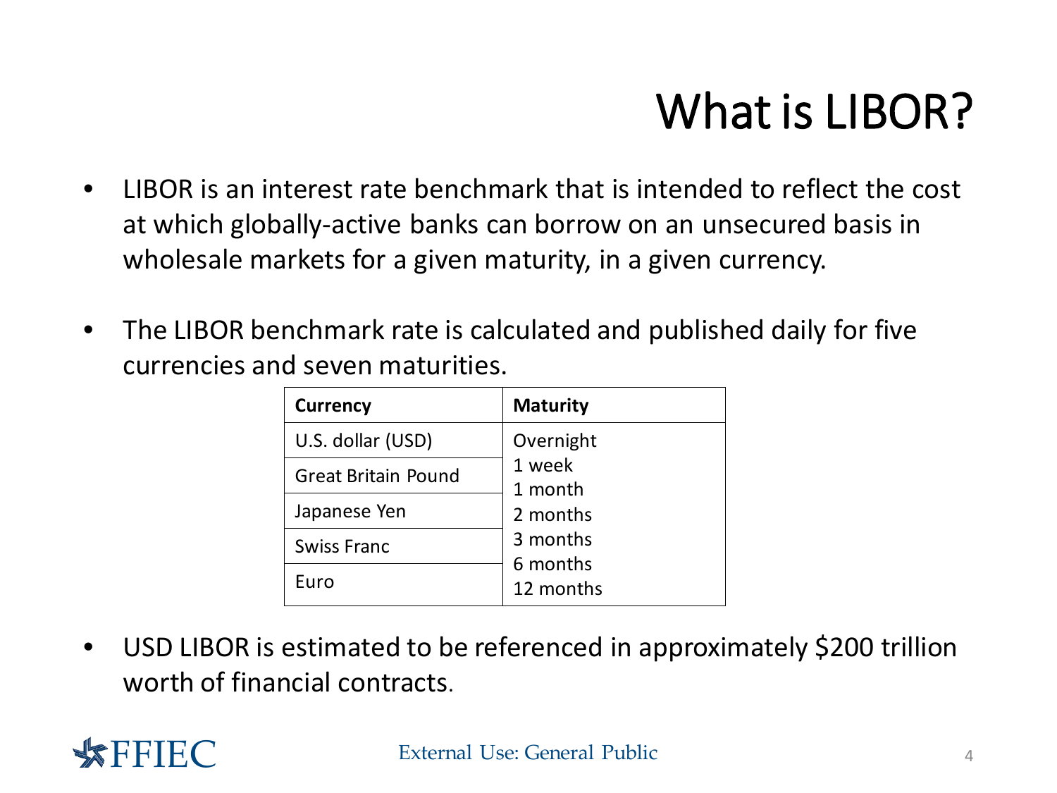# What is LIBOR?

- LIBOR is an interest rate benchmark that is intended to reflect the cost at which globally-active banks can borrow on an unsecured basis in wholesale markets for a given maturity, in a given currency.

- The LIBOR benchmark rate is calculated and published daily for five currencies and seven maturities.

| **Currency** | **Maturity** |
| --- | --- |
| U.S. dollar (USD) | Overnight |
| Great Britain Pound | 1 week |
| Japanese Yen | 1 month |
| Swiss Franc | 2 months |
| Euro | 3 months |
| | 6 months |
| | 12 months |

- USD LIBOR is estimated to be referenced in approximately $200 trillion worth of financial contracts.

FFIEC

External Use: General Public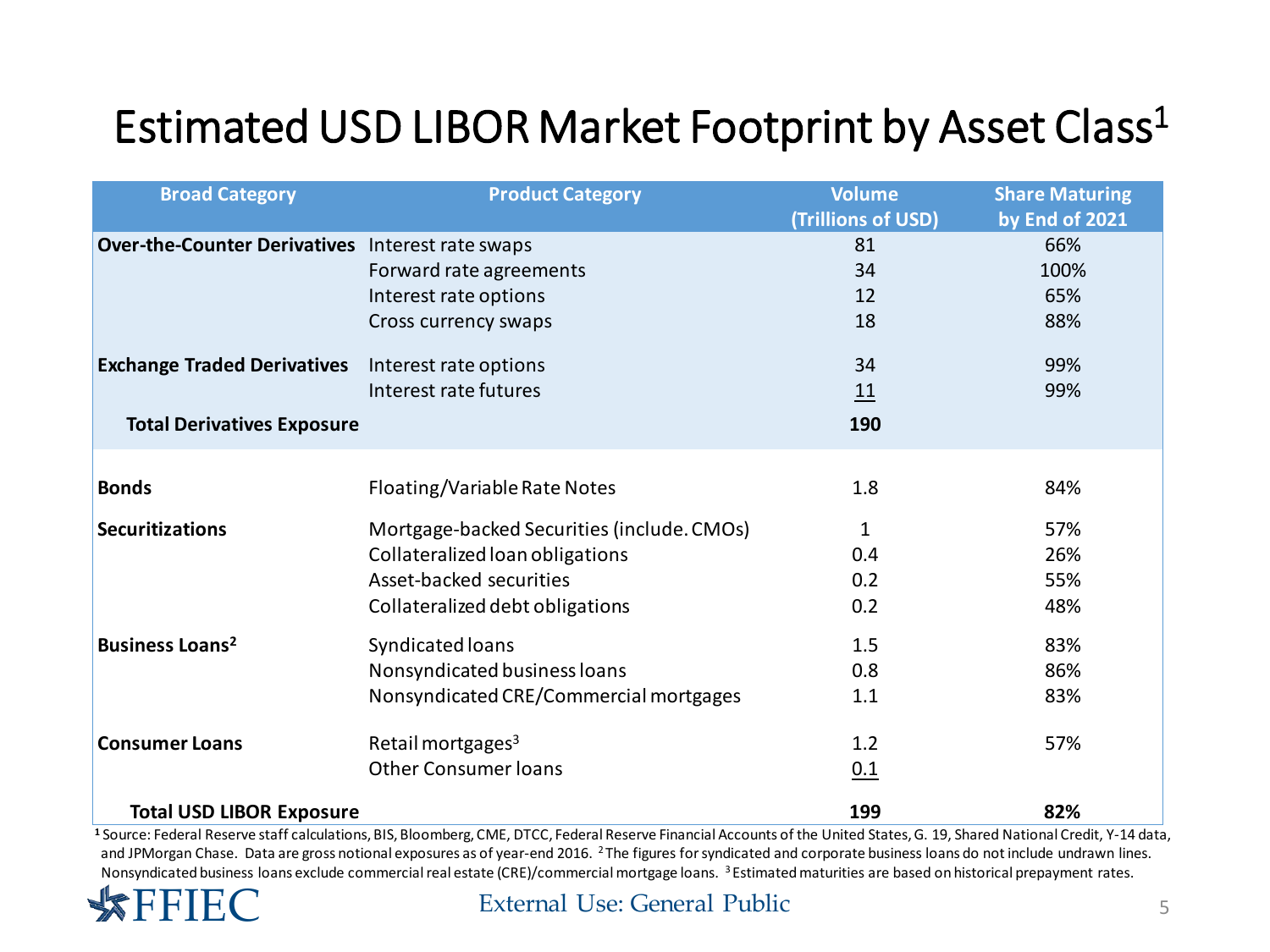# Estimated USD LIBOR Market Footprint by Asset Class[1]

| Broad Category | Product Category | Volume (Trillions of USD) | Share Maturing by End of 2021 |
|---|---|---|---|
| **Over-the-Counter Derivatives** | Interest rate swaps | 81 | 66% |
| | Forward rate agreements | 34 | 100% |
| | Interest rate options | 12 | 65% |
| | Cross currency swaps | 18 | 88% |
| **Exchange Traded Derivatives** | Interest rate options | 34 | 99% |
| | Interest rate futures | 11 | 99% |
| **Total Derivatives Exposure** | | **190** | |
| **Bonds** | Floating/Variable Rate Notes | 1.8 | 84% |
| **Securitizations** | Mortgage-backed Securities (include. CMOs) | 1 | 57% |
| | Collateralized loan obligations | 0.4 | 26% |
| | Asset-backed securities | 0.2 | 55% |
| | Collateralized debt obligations | 0.2 | 48% |
| **Business Loans[2]** | Syndicated loans | 1.5 | 83% |
| | Nonsyndicated business loans | 0.8 | 86% |
| | Nonsyndicated CRE/Commercial mortgages | 1.1 | 83% |
| **Consumer Loans** | Retail mortgages[3] | 1.2 | 57% |
| | Other Consumer loans | 0.1 | |
| **Total USD LIBOR Exposure** | | **199** | **82%** |

[1] Source: Federal Reserve staff calculations, BIS, Bloomberg, CME, DTCC, Federal Reserve Financial Accounts of the United States, G. 19, Shared National Credit, Y-14 data, and JPMorgan Chase. Data are gross notional exposures as of year-end 2016. [2] The figures for syndicated and corporate business loans do not include undrawn lines. Nonsyndicated business loans exclude commercial real estate (CRE)/commercial mortgage loans. [3] Estimated maturities are based on historical prepayment rates.

FFIEC

External Use: General Public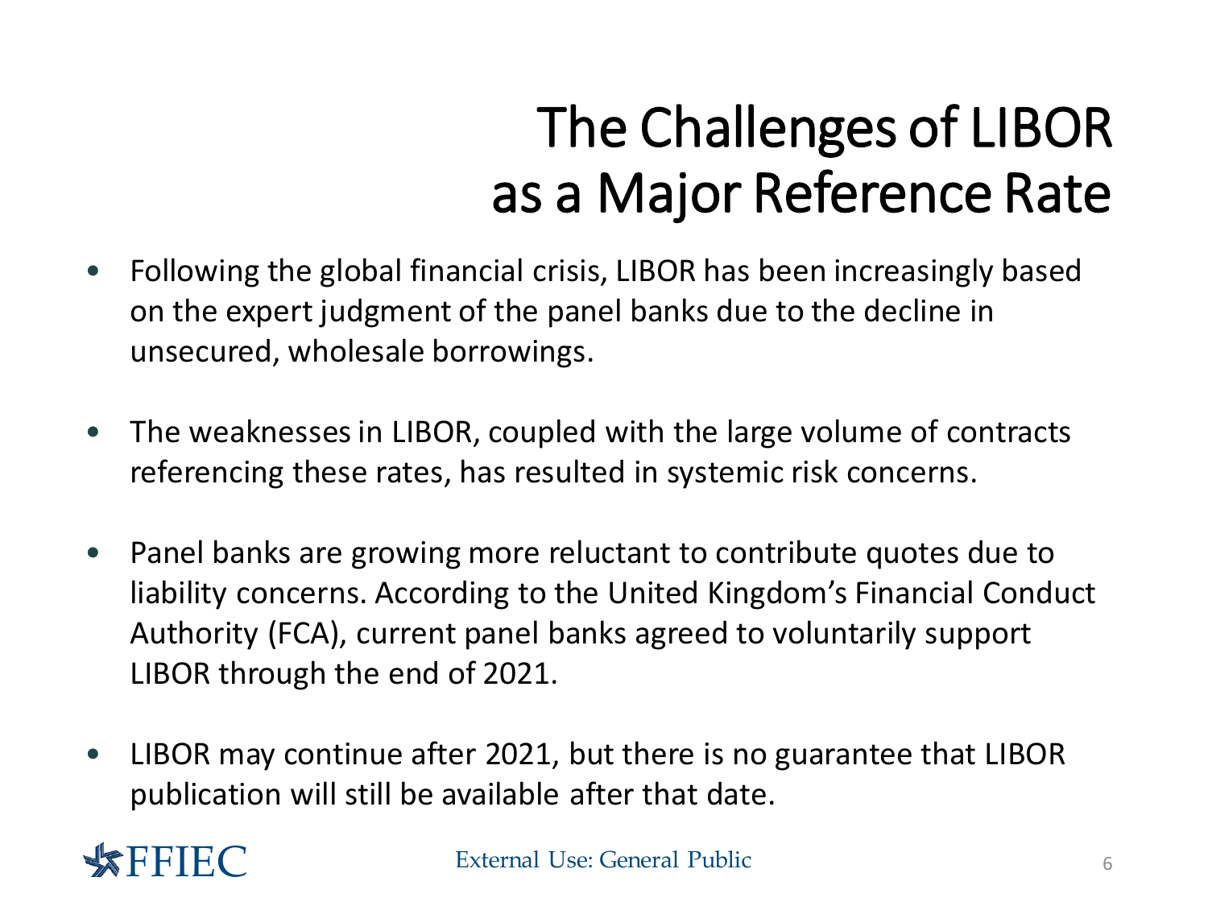# The Challenges of LIBOR as a Major Reference Rate

- Following the global financial crisis, LIBOR has been increasingly based on the expert judgment of the panel banks due to the decline in unsecured, wholesale borrowings.

- The weaknesses in LIBOR, coupled with the large volume of contracts referencing these rates, has resulted in systemic risk concerns.

- Panel banks are growing more reluctant to contribute quotes due to liability concerns. According to the United Kingdom's Financial Conduct Authority (FCA), current panel banks agreed to voluntarily support LIBOR through the end of 2021.

- LIBOR may continue after 2021, but there is no guarantee that LIBOR publication will still be available after that date.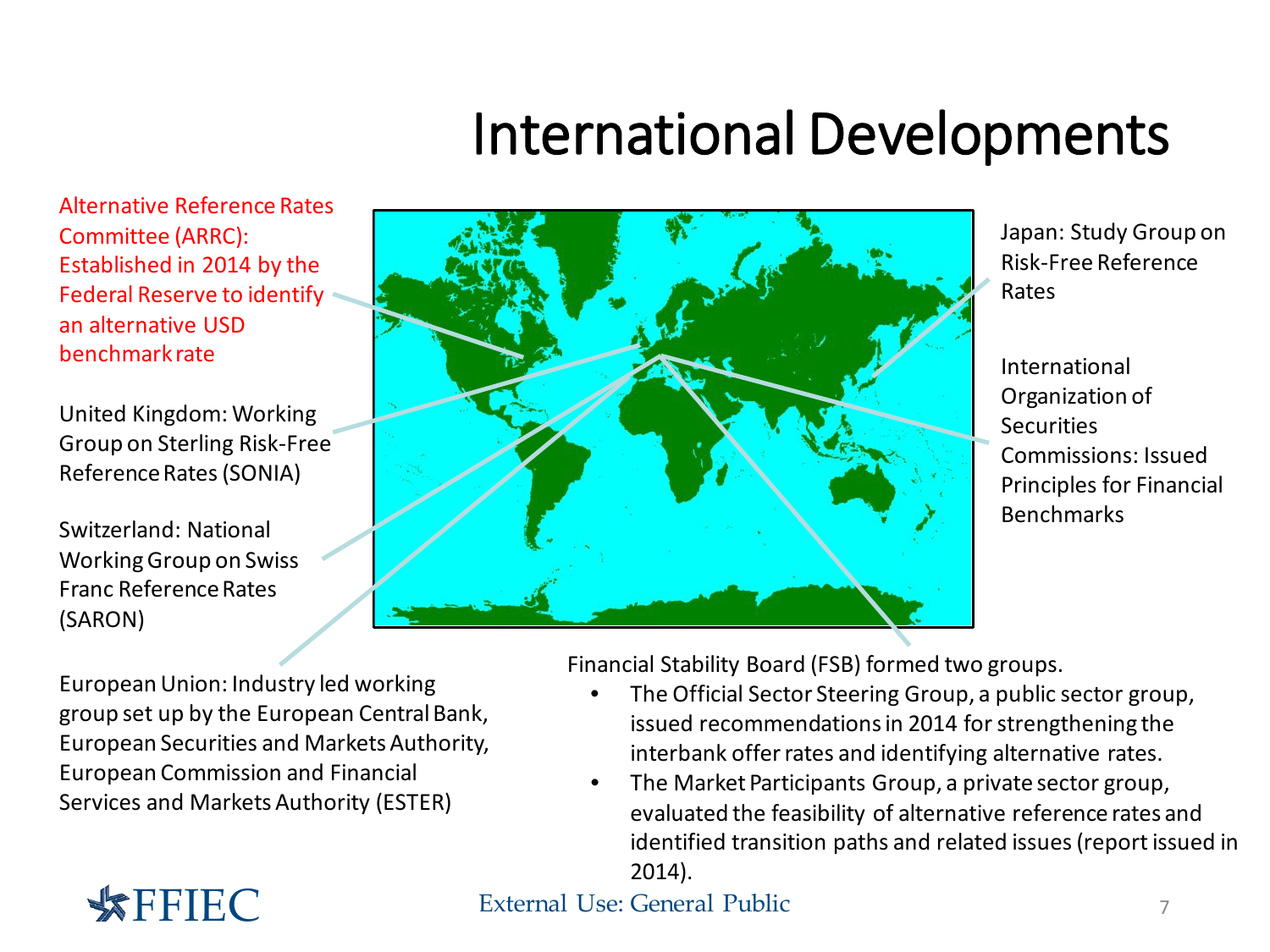# International Developments

Alternative Reference Rates Committee (ARRC): Established in 2014 by the Federal Reserve to identify an alternative USD benchmark rate

United Kingdom: Working Group on Sterling Risk-Free Reference Rates (SONIA)

Switzerland: National Working Group on Swiss Franc Reference Rates (SARON)

European Union: Industry led working group set up by the European Central Bank, European Securities and Markets Authority, European Commission and Financial Services and Markets Authority (ESTER)

Japan: Study Group on Risk-Free Reference Rates

International Organization of Securities Commissions: Issued Principles for Financial Benchmarks

Financial Stability Board (FSB) formed two groups.

- The Official Sector Steering Group, a public sector group, issued recommendations in 2014 for strengthening the interbank offer rates and identifying alternative rates.
- The Market Participants Group, a private sector group, evaluated the feasibility of alternative reference rates and identified transition paths and related issues (report issued in 2014).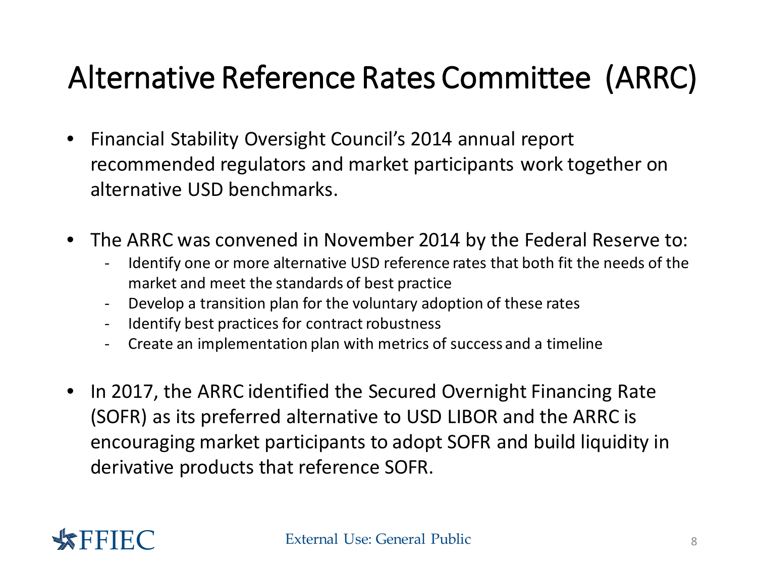# Alternative Reference Rates Committee (ARRC)

- Financial Stability Oversight Council's 2014 annual report recommended regulators and market participants work together on alternative USD benchmarks.

- The ARRC was convened in November 2014 by the Federal Reserve to:
  - Identify one or more alternative USD reference rates that both fit the needs of the market and meet the standards of best practice
  - Develop a transition plan for the voluntary adoption of these rates
  - Identify best practices for contract robustness
  - Create an implementation plan with metrics of success and a timeline

- In 2017, the ARRC identified the Secured Overnight Financing Rate (SOFR) as its preferred alternative to USD LIBOR and the ARRC is encouraging market participants to adopt SOFR and build liquidity in derivative products that reference SOFR.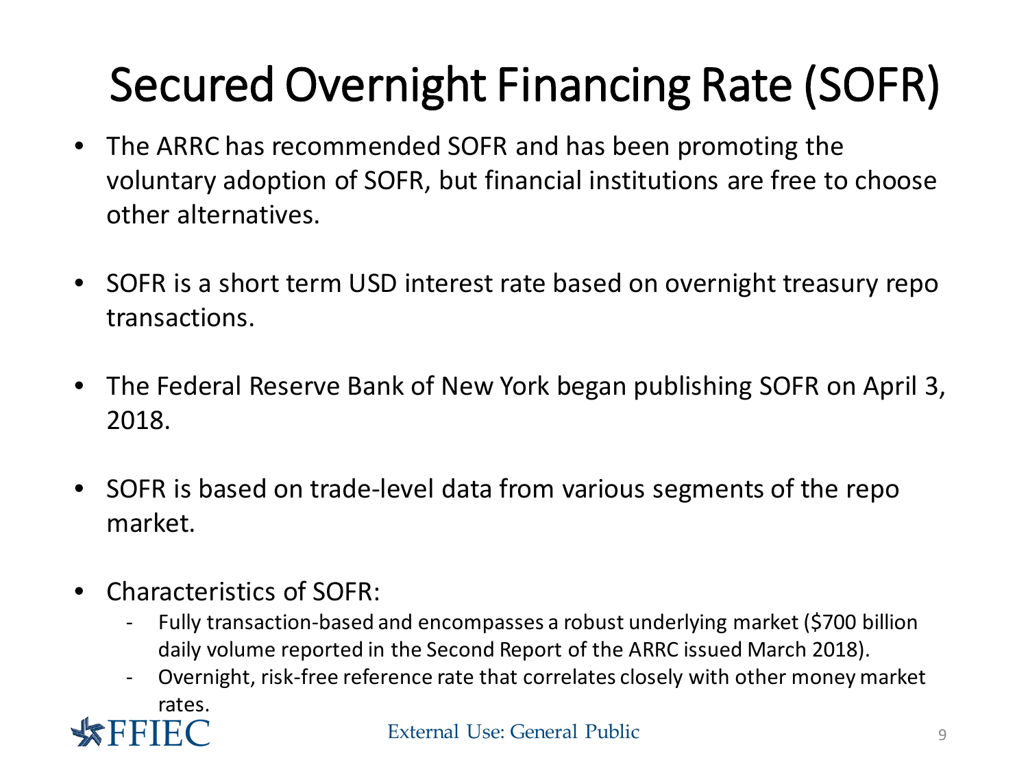# Secured Overnight Financing Rate (SOFR)

- The ARRC has recommended SOFR and has been promoting the voluntary adoption of SOFR, but financial institutions are free to choose other alternatives.
- SOFR is a short term USD interest rate based on overnight treasury repo transactions.
- The Federal Reserve Bank of New York began publishing SOFR on April 3, 2018.
- SOFR is based on trade-level data from various segments of the repo market.
- Characteristics of SOFR:
  - Fully transaction-based and encompasses a robust underlying market ($700 billion daily volume reported in the Second Report of the ARRC issued March 2018).
  - Overnight, risk-free reference rate that correlates closely with other money market rates.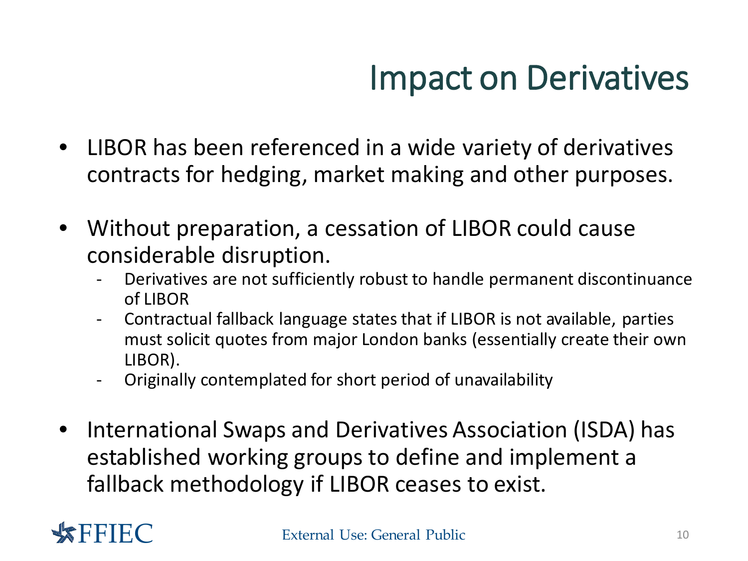# Impact on Derivatives

- LIBOR has been referenced in a wide variety of derivatives contracts for hedging, market making and other purposes.

- Without preparation, a cessation of LIBOR could cause considerable disruption.
  - Derivatives are not sufficiently robust to handle permanent discontinuance of LIBOR
  - Contractual fallback language states that if LIBOR is not available, parties must solicit quotes from major London banks (essentially create their own LIBOR).
  - Originally contemplated for short period of unavailability

- International Swaps and Derivatives Association (ISDA) has established working groups to define and implement a fallback methodology if LIBOR ceases to exist.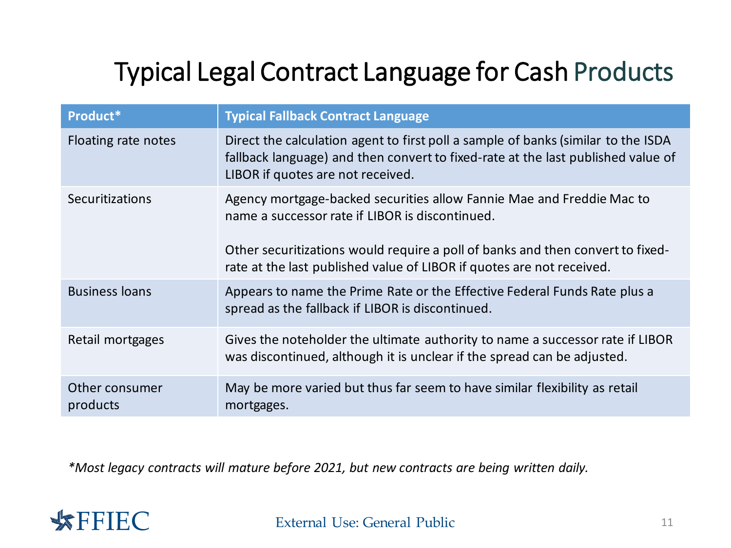# Typical Legal Contract Language for Cash Products

| Product* | Typical Fallback Contract Language |
|---|---|
| Floating rate notes | Direct the calculation agent to first poll a sample of banks (similar to the ISDA fallback language) and then convert to fixed-rate at the last published value of LIBOR if quotes are not received. |
| Securitizations | Agency mortgage-backed securities allow Fannie Mae and Freddie Mac to name a successor rate if LIBOR is discontinued.<br><br>Other securitizations would require a poll of banks and then convert to fixed-rate at the last published value of LIBOR if quotes are not received. |
| Business loans | Appears to name the Prime Rate or the Effective Federal Funds Rate plus a spread as the fallback if LIBOR is discontinued. |
| Retail mortgages | Gives the noteholder the ultimate authority to name a successor rate if LIBOR was discontinued, although it is unclear if the spread can be adjusted. |
| Other consumer products | May be more varied but thus far seem to have similar flexibility as retail mortgages. |

*\*Most legacy contracts will mature before 2021, but new contracts are being written daily.*

External Use: General Public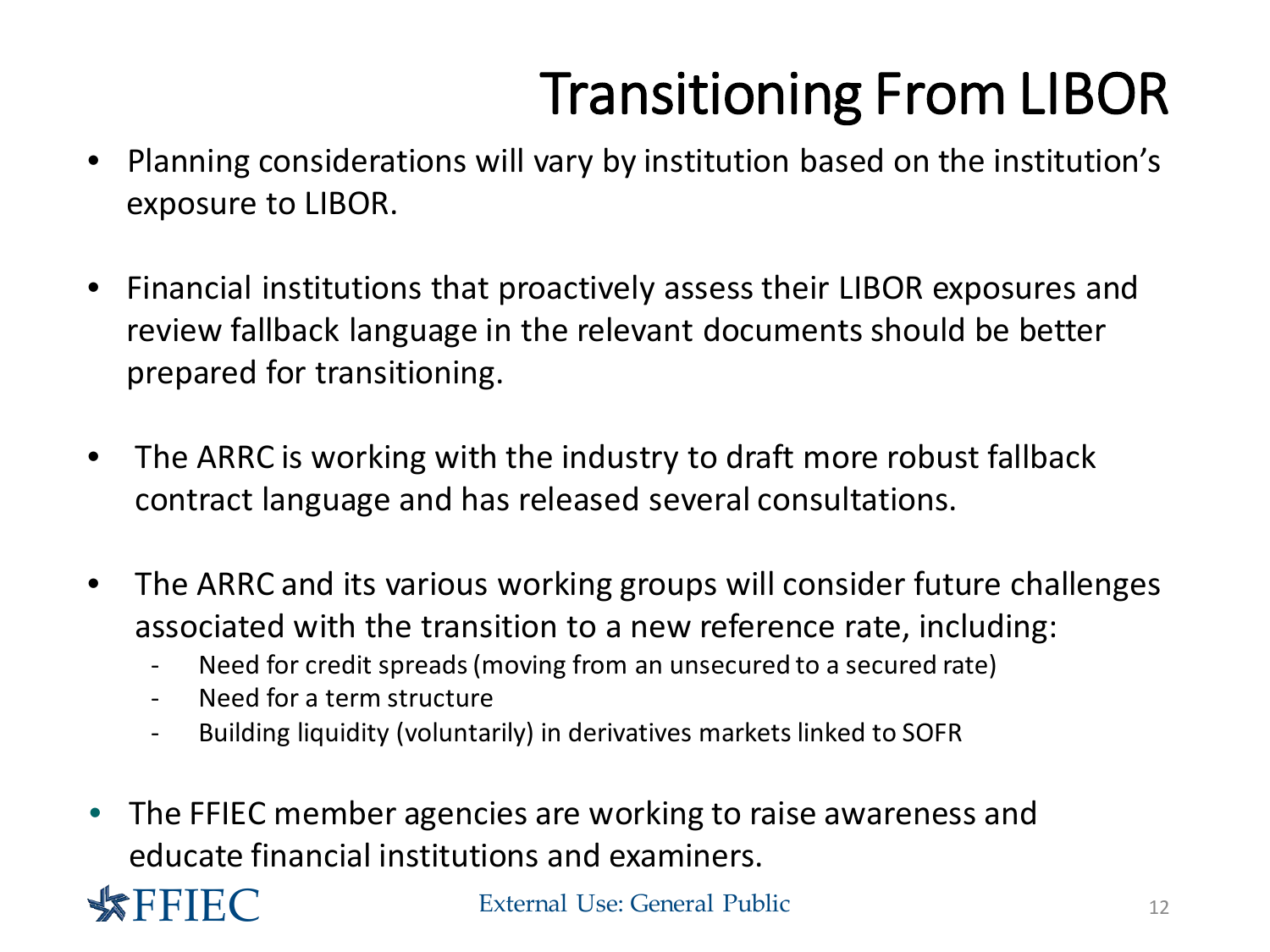# Transitioning From LIBOR

- Planning considerations will vary by institution based on the institution's exposure to LIBOR.

- Financial institutions that proactively assess their LIBOR exposures and review fallback language in the relevant documents should be better prepared for transitioning.

- The ARRC is working with the industry to draft more robust fallback contract language and has released several consultations.

- The ARRC and its various working groups will consider future challenges associated with the transition to a new reference rate, including:
  - Need for credit spreads (moving from an unsecured to a secured rate)
  - Need for a term structure
  - Building liquidity (voluntarily) in derivatives markets linked to SOFR

- The FFIEC member agencies are working to raise awareness and educate financial institutions and examiners.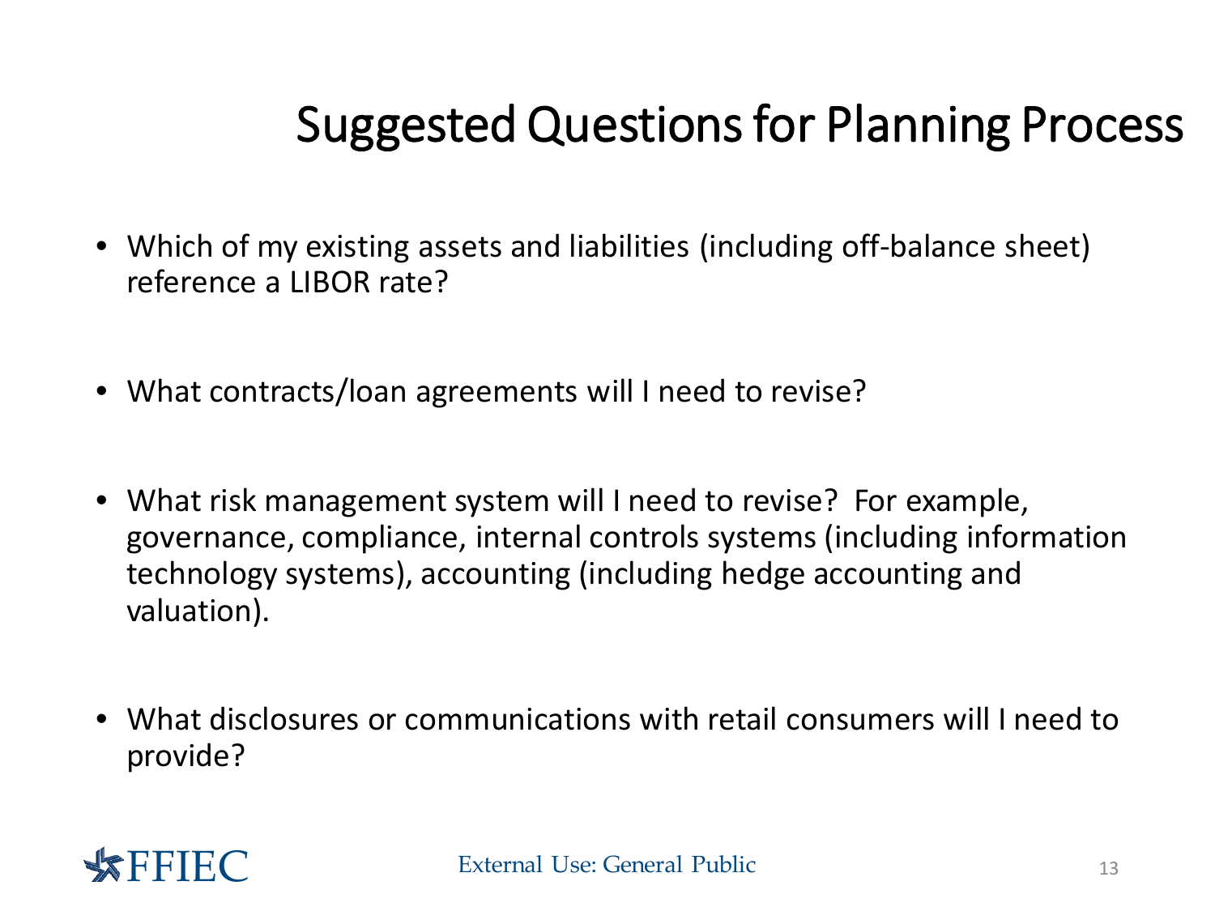# Suggested Questions for Planning Process

- Which of my existing assets and liabilities (including off-balance sheet) reference a LIBOR rate?
- What contracts/loan agreements will I need to revise?
- What risk management system will I need to revise? For example, governance, compliance, internal controls systems (including information technology systems), accounting (including hedge accounting and valuation).
- What disclosures or communications with retail consumers will I need to provide?

External Use: General Public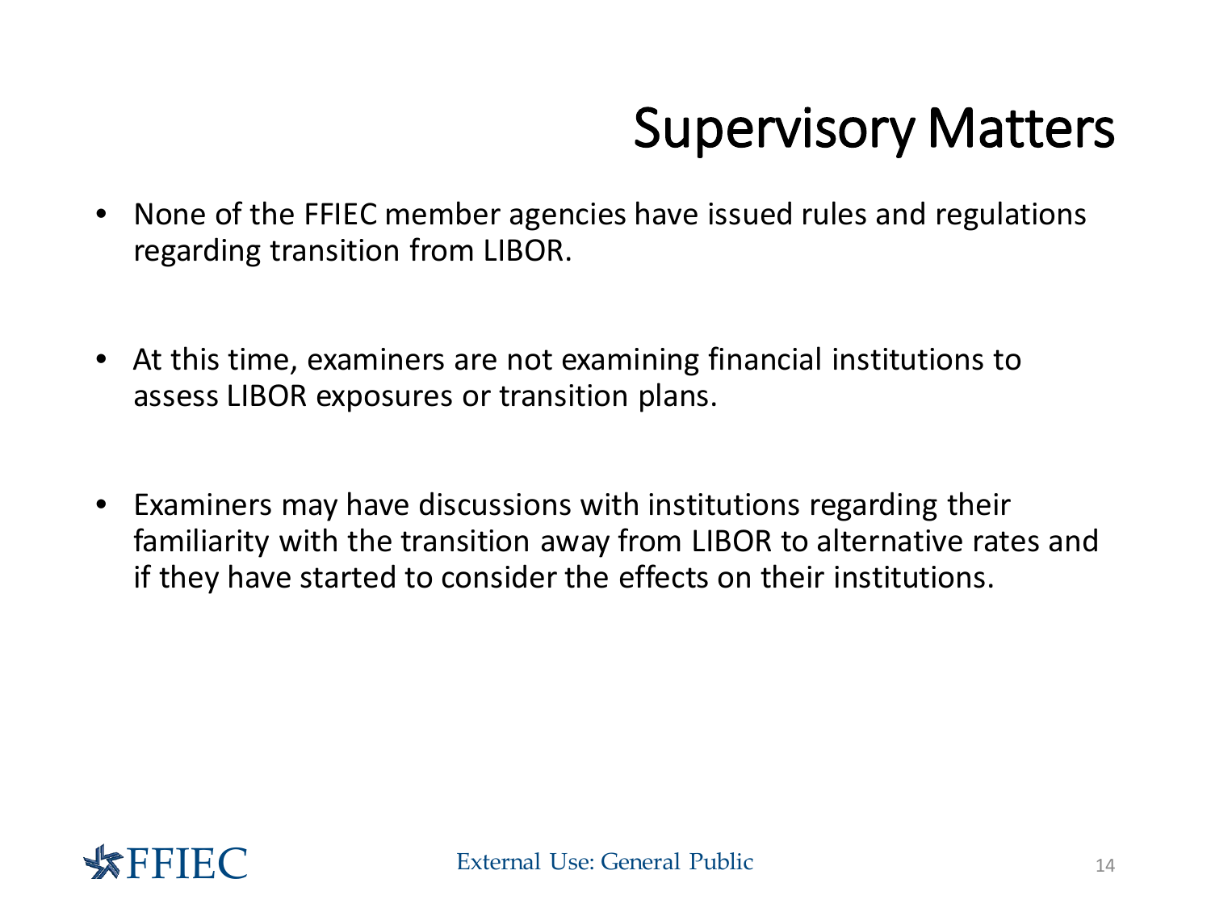# Supervisory Matters

- None of the FFIEC member agencies have issued rules and regulations regarding transition from LIBOR.
- At this time, examiners are not examining financial institutions to assess LIBOR exposures or transition plans.
- Examiners may have discussions with institutions regarding their familiarity with the transition away from LIBOR to alternative rates and if they have started to consider the effects on their institutions.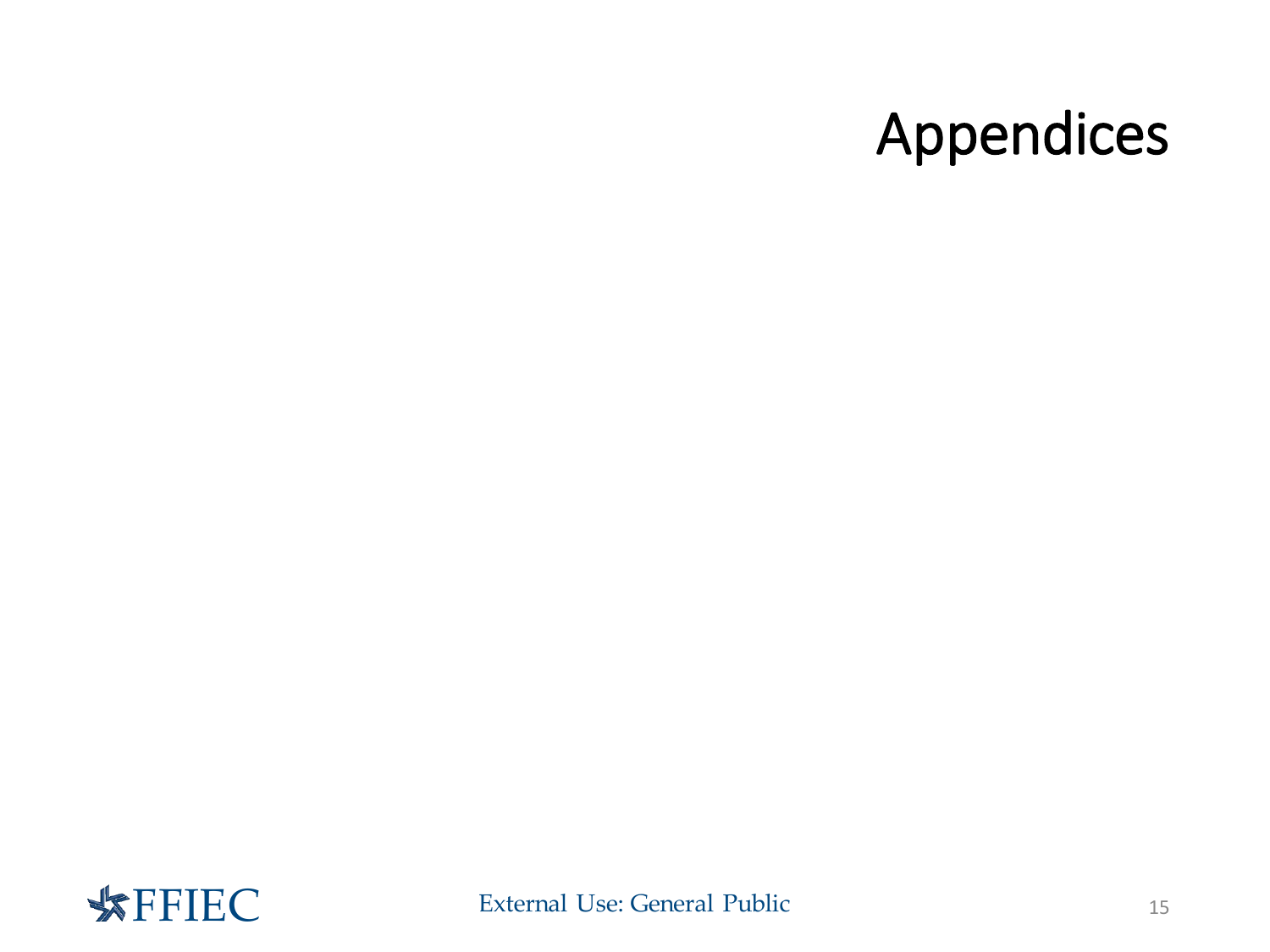# Appendices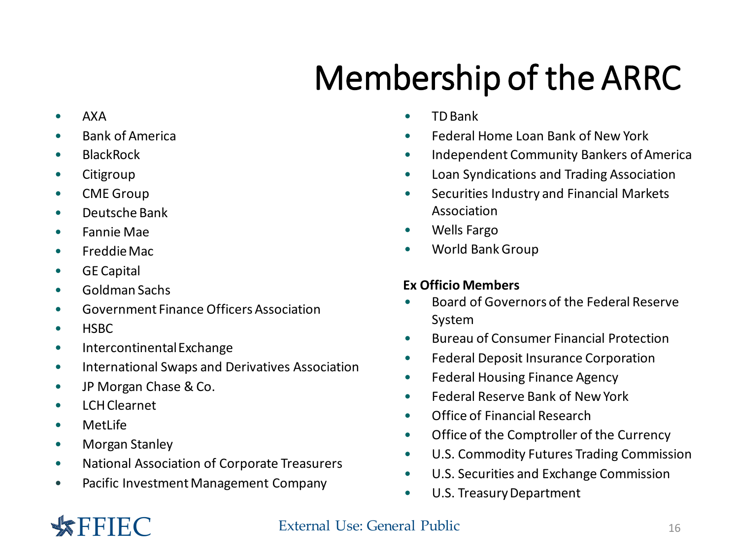# Membership of the ARRC

- AXA
- Bank of America
- BlackRock
- Citigroup
- CME Group
- Deutsche Bank
- Fannie Mae
- Freddie Mac
- GE Capital
- Goldman Sachs
- Government Finance Officers Association
- HSBC
- Intercontinental Exchange
- International Swaps and Derivatives Association
- JP Morgan Chase & Co.
- LCH Clearnet
- MetLife
- Morgan Stanley
- National Association of Corporate Treasurers
- Pacific Investment Management Company
- TD Bank
- Federal Home Loan Bank of New York
- Independent Community Bankers of America
- Loan Syndications and Trading Association
- Securities Industry and Financial Markets Association
- Wells Fargo
- World Bank Group

**Ex Officio Members**

- Board of Governors of the Federal Reserve System
- Bureau of Consumer Financial Protection
- Federal Deposit Insurance Corporation
- Federal Housing Finance Agency
- Federal Reserve Bank of New York
- Office of Financial Research
- Office of the Comptroller of the Currency
- U.S. Commodity Futures Trading Commission
- U.S. Securities and Exchange Commission
- U.S. Treasury Department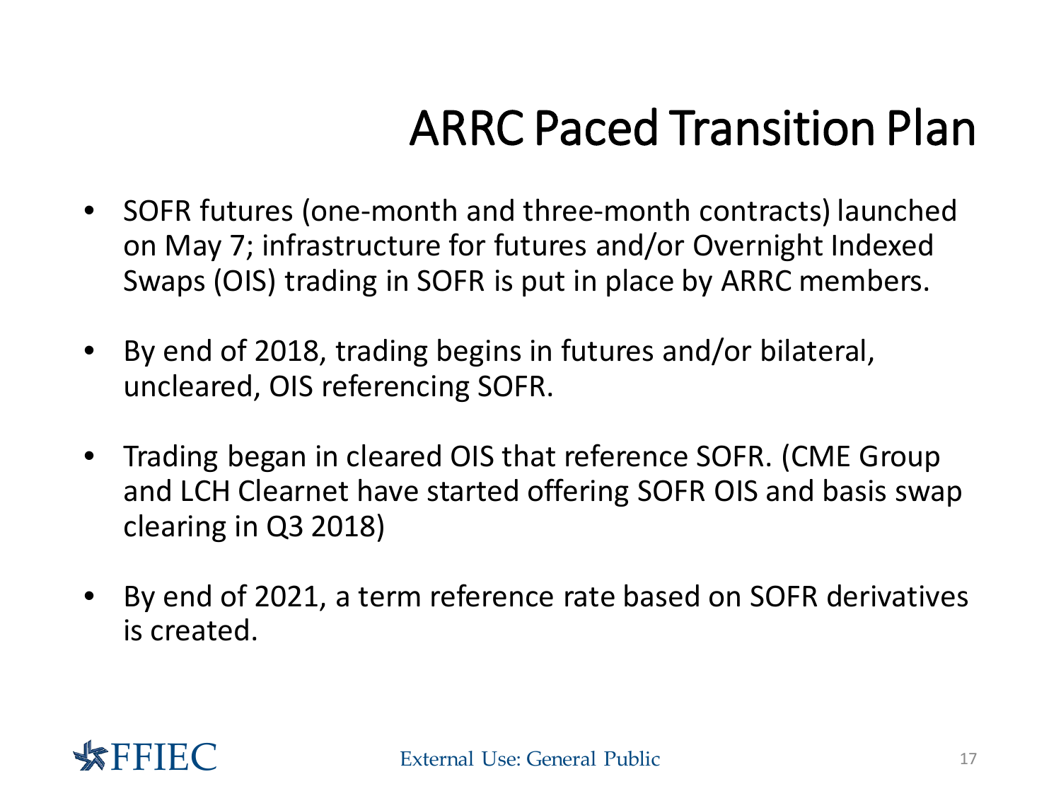# ARRC Paced Transition Plan

- SOFR futures (one-month and three-month contracts) launched on May 7; infrastructure for futures and/or Overnight Indexed Swaps (OIS) trading in SOFR is put in place by ARRC members.
- By end of 2018, trading begins in futures and/or bilateral, uncleared, OIS referencing SOFR.
- Trading began in cleared OIS that reference SOFR. (CME Group and LCH Clearnet have started offering SOFR OIS and basis swap clearing in Q3 2018)
- By end of 2021, a term reference rate based on SOFR derivatives is created.

FFIEC

External Use: General Public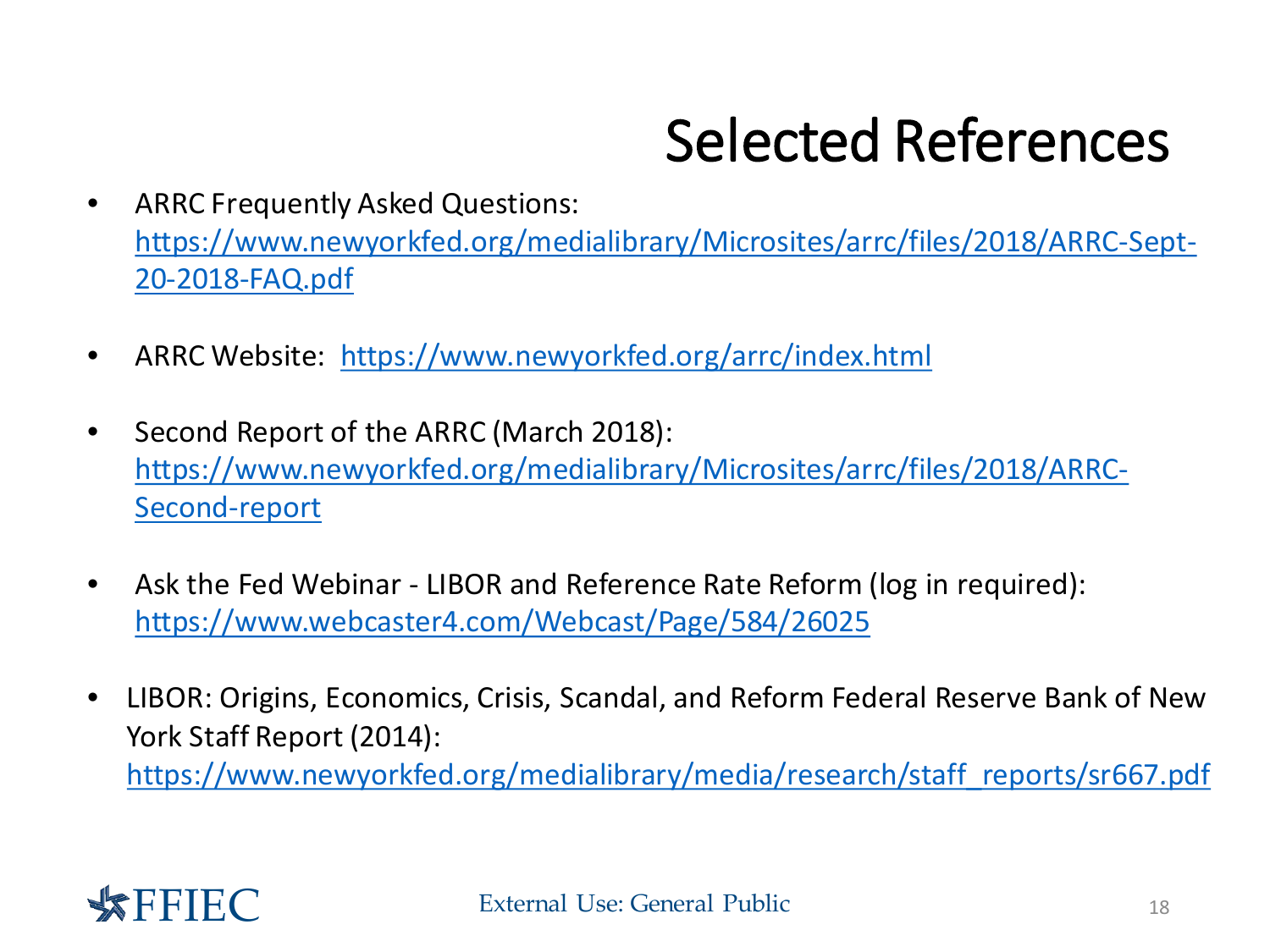# Selected References

- ARRC Frequently Asked Questions: https://www.newyorkfed.org/medialibrary/Microsites/arrc/files/2018/ARRC-Sept-20-2018-FAQ.pdf
- ARRC Website: https://www.newyorkfed.org/arrc/index.html
- Second Report of the ARRC (March 2018): https://www.newyorkfed.org/medialibrary/Microsites/arrc/files/2018/ARRC-Second-report
- Ask the Fed Webinar - LIBOR and Reference Rate Reform (log in required): https://www.webcaster4.com/Webcast/Page/584/26025
- LIBOR: Origins, Economics, Crisis, Scandal, and Reform Federal Reserve Bank of New York Staff Report (2014): https://www.newyorkfed.org/medialibrary/media/research/staff_reports/sr667.pdf

FFIEC

External Use: General Public